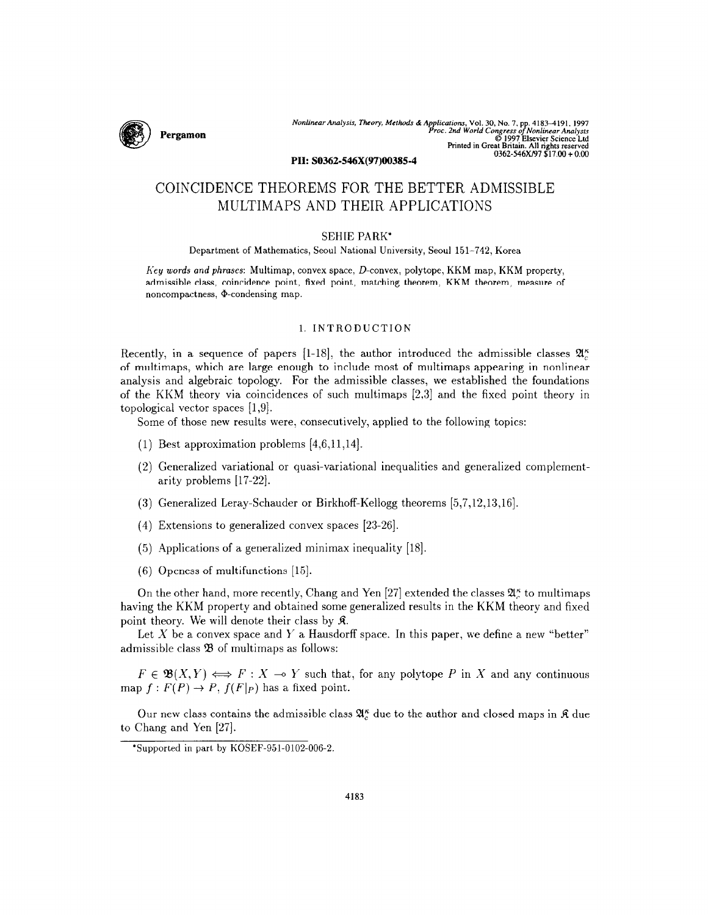# COINCIDENCE THEOREMS FOR THE BETTER ADMISSIBLE MULTIMAPS AND THEIR APPLICATIONS

SEHIE PARK*

Department of Mathematics, Seoul National University, Seoul 151–742, Korea

*Key words and phrases*: Multimap, convex space, $D$-convex, polytope, KKM map, KKM property, admissible class, coincidence point, fixed point, matching theorem, KKM theorem, measure of noncompactness, $\Phi$-condensing map.

## 1. INTRODUCTION

Recently, in a sequence of papers [1-18], the author introduced the admissible classes $\mathfrak{A}_c^\kappa$ of multimaps, which are large enough to include most of multimaps appearing in nonlinear analysis and algebraic topology. For the admissible classes, we established the foundations of the KKM theory via coincidences of such multimaps [2,3] and the fixed point theory in topological vector spaces [1,9].

Some of those new results were, consecutively, applied to the following topics:

(1) Best approximation problems [4,6,11,14].

(2) Generalized variational or quasi-variational inequalities and generalized complementarity problems [17-22].

(3) Generalized Leray-Schauder or Birkhoff-Kellogg theorems [5,7,12,13,16].

(4) Extensions to generalized convex spaces [23-26].

(5) Applications of a generalized minimax inequality [18].

(6) Openness of multifunctions [15].

On the other hand, more recently, Chang and Yen [27] extended the classes $\mathfrak{A}_c^\kappa$ to multimaps having the KKM property and obtained some generalized results in the KKM theory and fixed point theory. We will denote their class by $\mathfrak{K}$.

Let $X$ be a convex space and $Y$ a Hausdorff space. In this paper, we define a new "better" admissible class $\mathfrak{B}$ of multimaps as follows:

$F \in \mathfrak{B}(X, Y) \iff F : X \multimap Y$ such that, for any polytope $P$ in $X$ and any continuous map $f : F(P) \to P$, $f(F|_P)$ has a fixed point.

Our new class contains the admissible class $\mathfrak{A}_c^\kappa$ due to the author and closed maps in $\mathfrak{K}$ due to Chang and Yen [27].

*Supported in part by KOSEF-951-0102-006-2.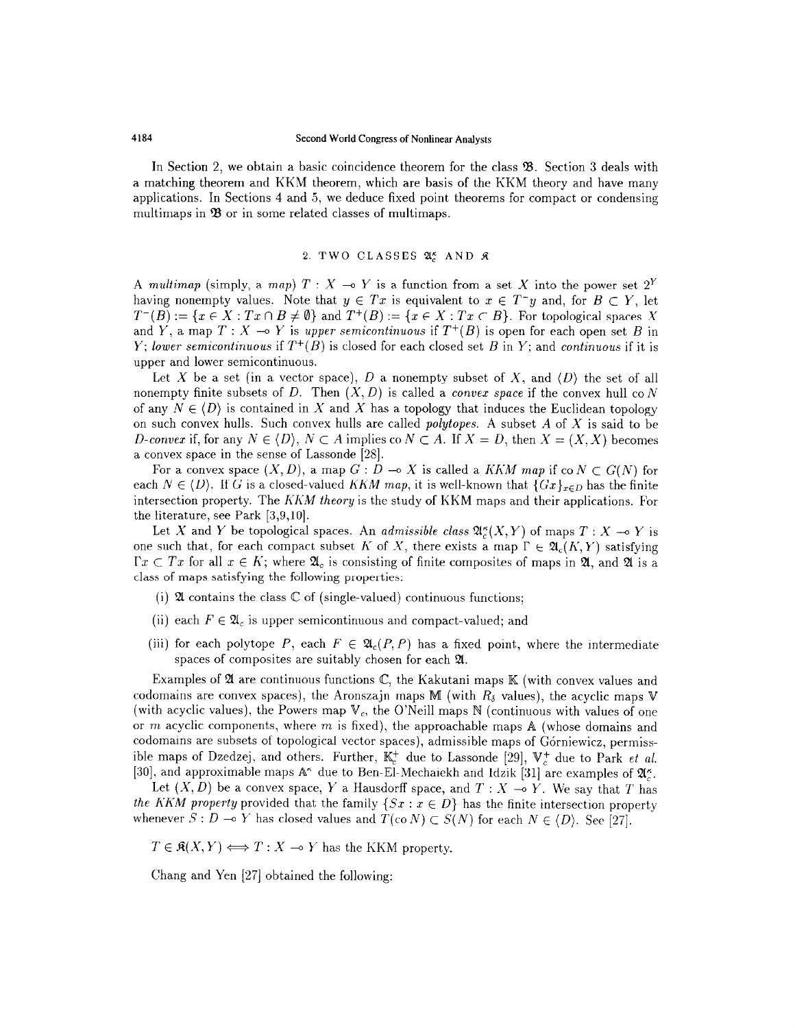In Section 2, we obtain a basic coincidence theorem for the class $\mathfrak{B}$. Section 3 deals with a matching theorem and KKM theorem, which are basis of the KKM theory and have many applications. In Sections 4 and 5, we deduce fixed point theorems for compact or condensing multimaps in $\mathfrak{B}$ or in some related classes of multimaps.

## 2. TWO CLASSES $\mathfrak{A}_c^\kappa$ AND $\mathfrak{K}$

A *multimap* (simply, a *map*) $T : X \multimap Y$ is a function from a set $X$ into the power set $2^Y$ having nonempty values. Note that $y \in Tx$ is equivalent to $x \in T^- y$ and, for $B \subset Y$, let $T^-(B) := \{x \in X : Tx \cap B \neq \emptyset\}$ and $T^+(B) := \{x \in X : Tx \subset B\}$. For topological spaces $X$ and $Y$, a map $T : X \multimap Y$ is *upper semicontinuous* if $T^+(B)$ is open for each open set $B$ in $Y$; *lower semicontinuous* if $T^+(B)$ is closed for each closed set $B$ in $Y$; and *continuous* if it is upper and lower semicontinuous.

Let $X$ be a set (in a vector space), $D$ a nonempty subset of $X$, and $\langle D \rangle$ the set of all nonempty finite subsets of $D$. Then $(X, D)$ is called a *convex space* if the convex hull $\operatorname{co} N$ of any $N \in \langle D \rangle$ is contained in $X$ and $X$ has a topology that induces the Euclidean topology on such convex hulls. Such convex hulls are called *polytopes*. A subset $A$ of $X$ is said to be *D-convex* if, for any $N \in \langle D \rangle$, $N \subset A$ implies $\operatorname{co} N \subset A$. If $X = D$, then $X = (X, X)$ becomes a convex space in the sense of Lassonde [28].

For a convex space $(X, D)$, a map $G : D \multimap X$ is called a *KKM map* if $\operatorname{co} N \subset G(N)$ for each $N \in \langle D \rangle$. If $G$ is a closed-valued *KKM map*, it is well-known that $\{Gx\}_{x \in D}$ has the finite intersection property. The *KKM theory* is the study of KKM maps and their applications. For the literature, see Park [3,9,10].

Let $X$ and $Y$ be topological spaces. An *admissible class* $\mathfrak{A}_c^\kappa(X, Y)$ of maps $T : X \multimap Y$ is one such that, for each compact subset $K$ of $X$, there exists a map $\Gamma \in \mathfrak{A}_c(K, Y)$ satisfying $\Gamma x \subset Tx$ for all $x \in K$; where $\mathfrak{A}_c$ is consisting of finite composites of maps in $\mathfrak{A}$, and $\mathfrak{A}$ is a class of maps satisfying the following properties:

(i) $\mathfrak{A}$ contains the class $\mathbb{C}$ of (single-valued) continuous functions;

(ii) each $F \in \mathfrak{A}_c$ is upper semicontinuous and compact-valued; and

(iii) for each polytope $P$, each $F \in \mathfrak{A}_c(P, P)$ has a fixed point, where the intermediate spaces of composites are suitably chosen for each $\mathfrak{A}$.

Examples of $\mathfrak{A}$ are continuous functions $\mathbb{C}$, the Kakutani maps $\mathbb{K}$ (with convex values and codomains are convex spaces), the Aronszajn maps $\mathbb{M}$ (with $R_\delta$ values), the acyclic maps $\mathbb{V}$ (with acyclic values), the Powers map $\mathbb{V}_c$, the O'Neill maps $\mathbb{N}$ (continuous with values of one or $m$ acyclic components, where $m$ is fixed), the approachable maps $\mathbb{A}$ (whose domains and codomains are subsets of topological vector spaces), admissible maps of Górniewicz, permissible maps of Dzedzej, and others. Further, $\mathbb{K}_c^+$ due to Lassonde [29], $\mathbb{V}_c^+$ due to Park *et al.* [30], and approximable maps $\mathbb{A}^\kappa$ due to Ben-El-Mechaiekh and Idzik [31] are examples of $\mathfrak{A}_c^\kappa$.

Let $(X, D)$ be a convex space, $Y$ a Hausdorff space, and $T : X \multimap Y$. We say that $T$ has *the KKM property* provided that the family $\{Sx : x \in D\}$ has the finite intersection property whenever $S : D \multimap Y$ has closed values and $T(\operatorname{co} N) \subset S(N)$ for each $N \in \langle D \rangle$. See [27].

$T \in \mathfrak{K}(X, Y) \iff T : X \multimap Y$ has the KKM property.

Chang and Yen [27] obtained the following: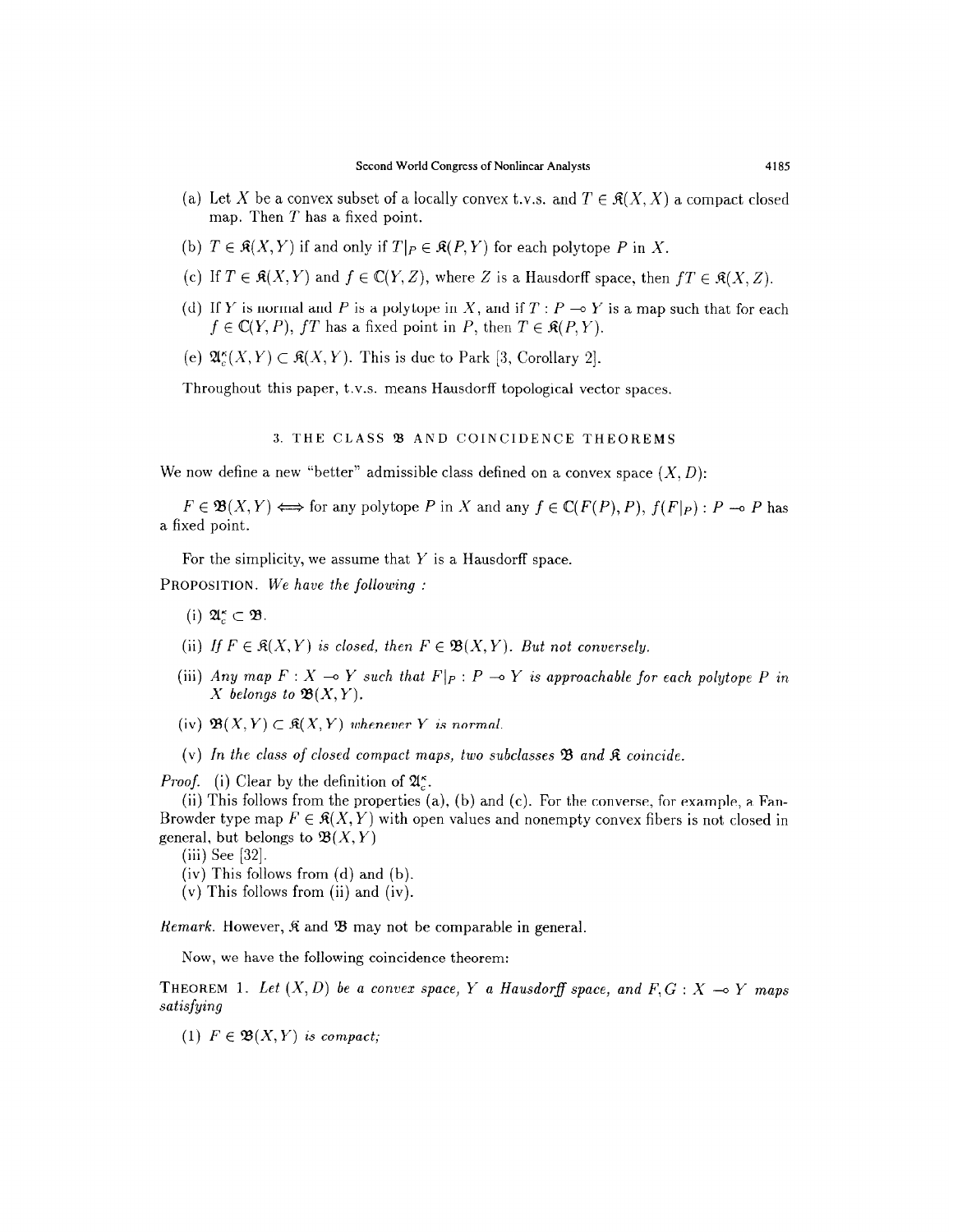(a) Let $X$ be a convex subset of a locally convex t.v.s. and $T \in \mathfrak{K}(X, X)$ a compact closed map. Then $T$ has a fixed point.

(b) $T \in \mathfrak{K}(X, Y)$ if and only if $T|_P \in \mathfrak{K}(P, Y)$ for each polytope $P$ in $X$.

(c) If $T \in \mathfrak{K}(X, Y)$ and $f \in \mathbb{C}(Y, Z)$, where $Z$ is a Hausdorff space, then $fT \in \mathfrak{K}(X, Z)$.

(d) If $Y$ is normal and $P$ is a polytope in $X$, and if $T : P \multimap Y$ is a map such that for each $f \in \mathbb{C}(Y, P)$, $fT$ has a fixed point in $P$, then $T \in \mathfrak{K}(P, Y)$.

(e) $\mathfrak{A}_c^\kappa(X, Y) \subset \mathfrak{K}(X, Y)$. This is due to Park [3, Corollary 2].

Throughout this paper, t.v.s. means Hausdorff topological vector spaces.

## 3. THE CLASS $\mathfrak{B}$ AND COINCIDENCE THEOREMS

We now define a new "better" admissible class defined on a convex space $(X, D)$:

$F \in \mathfrak{B}(X, Y) \iff$ for any polytope $P$ in $X$ and any $f \in \mathbb{C}(F(P), P)$, $f(F|_P) : P \multimap P$ has a fixed point.

For the simplicity, we assume that $Y$ is a Hausdorff space.

PROPOSITION. *We have the following :*

(i) $\mathfrak{A}_c^\kappa \subset \mathfrak{B}$.

(ii) *If $F \in \mathfrak{K}(X, Y)$ is closed, then $F \in \mathfrak{B}(X, Y)$. But not conversely.*

(iii) *Any map $F : X \multimap Y$ such that $F|_P : P \multimap Y$ is approachable for each polytope $P$ in $X$ belongs to $\mathfrak{B}(X, Y)$.*

(iv) *$\mathfrak{B}(X, Y) \subset \mathfrak{K}(X, Y)$ whenever $Y$ is normal.*

(v) *In the class of closed compact maps, two subclasses $\mathfrak{B}$ and $\mathfrak{K}$ coincide.*

*Proof.* (i) Clear by the definition of $\mathfrak{A}_c^\kappa$.

(ii) This follows from the properties (a), (b) and (c). For the converse, for example, a Fan-Browder type map $F \in \mathfrak{K}(X, Y)$ with open values and nonempty convex fibers is not closed in general, but belongs to $\mathfrak{B}(X, Y)$

(iii) See [32].

(iv) This follows from (d) and (b).

(v) This follows from (ii) and (iv).

*Remark.* However, $\mathfrak{K}$ and $\mathfrak{B}$ may not be comparable in general.

Now, we have the following coincidence theorem:

THEOREM 1. *Let $(X, D)$ be a convex space, $Y$ a Hausdorff space, and $F, G : X \multimap Y$ maps satisfying*

(1) *$F \in \mathfrak{B}(X, Y)$ is compact;*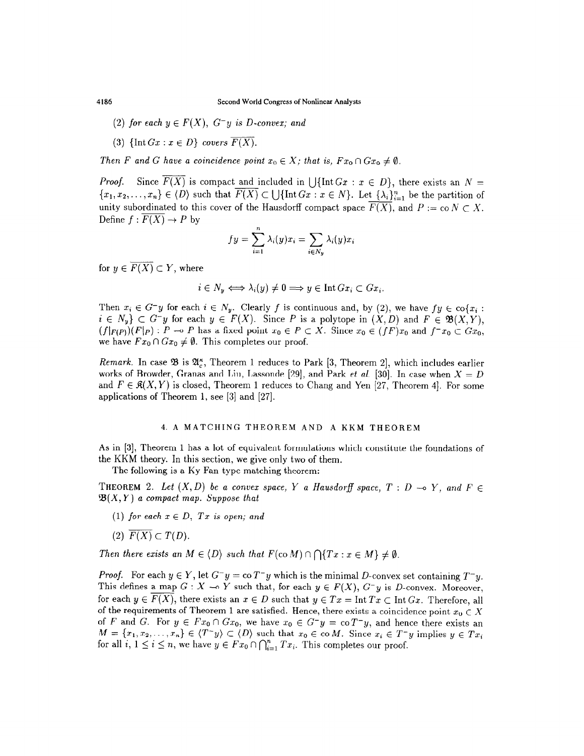(2) *for each* $y \in F(X)$, $G^- y$ *is* $D$-*convex; and*

(3) $\{\operatorname{Int} Gx : x \in D\}$ *covers* $\overline{F(X)}$.

*Then* $F$ *and* $G$ *have a coincidence point* $x_0 \in X$*; that is,* $Fx_0 \cap Gx_0 \neq \emptyset$.

*Proof.* Since $\overline{F(X)}$ is compact and included in $\bigcup\{\operatorname{Int} Gx : x \in D\}$, there exists an $N = \{x_1, x_2, \ldots, x_n\} \in \langle D \rangle$ such that $\overline{F(X)} \subset \bigcup\{\operatorname{Int} Gx : x \in N\}$. Let $\{\lambda_i\}_{i=1}^n$ be the partition of unity subordinated to this cover of the Hausdorff compact space $\overline{F(X)}$, and $P := \operatorname{co} N \subset X$. Define $f : \overline{F(X)} \to P$ by

$$fy = \sum_{i=1}^{n} \lambda_i(y) x_i = \sum_{i \in N_y} \lambda_i(y) x_i$$

for $y \in \overline{F(X)} \subset Y$, where

$$i \in N_y \iff \lambda_i(y) \neq 0 \implies y \in \operatorname{Int} Gx_i \subset Gx_i.$$

Then $x_i \in G^- y$ for each $i \in N_y$. Clearly $f$ is continuous and, by (2), we have $fy \in \operatorname{co}\{x_i : i \in N_y\} \subset G^- y$ for each $y \in F(X)$. Since $P$ is a polytope in $(X, D)$ and $F \in \mathfrak{B}(X, Y)$, $(f|_{F(P)})(F|_P) : P \multimap P$ has a fixed point $x_0 \in P \subset X$. Since $x_0 \in (fF)x_0$ and $f^- x_0 \subset Gx_0$, we have $Fx_0 \cap Gx_0 \neq \emptyset$. This completes our proof.

*Remark.* In case $\mathfrak{B}$ is $\mathfrak{A}_c^\kappa$, Theorem 1 reduces to Park [3, Theorem 2], which includes earlier works of Browder, Granas and Liu, Lassonde [29], and Park *et al.* [30]. In case when $X = D$ and $F \in \mathfrak{K}(X, Y)$ is closed, Theorem 1 reduces to Chang and Yen [27, Theorem 4]. For some applications of Theorem 1, see [3] and [27].

## 4. A MATCHING THEOREM AND A KKM THEOREM

As in [3], Theorem 1 has a lot of equivalent formulations which constitute the foundations of the KKM theory. In this section, we give only two of them.

The following is a Ky Fan type matching theorem:

**THEOREM 2.** *Let* $(X, D)$ *be a convex space,* $Y$ *a Hausdorff space,* $T : D \multimap Y$*, and* $F \in \mathfrak{B}(X, Y)$ *a compact map. Suppose that*

(1) *for each* $x \in D$, $Tx$ *is open; and*

(2) $\overline{F(X)} \subset T(D)$.

*Then there exists an* $M \in \langle D \rangle$ *such that* $F(\operatorname{co} M) \cap \bigcap\{Tx : x \in M\} \neq \emptyset$.

*Proof.* For each $y \in Y$, let $G^- y = \operatorname{co} T^- y$ which is the minimal $D$-convex set containing $T^- y$. This defines a map $G : X \multimap Y$ such that, for each $y \in F(X)$, $G^- y$ is $D$-convex. Moreover, for each $y \in \overline{F(X)}$, there exists an $x \in D$ such that $y \in Tx = \operatorname{Int} Tx \subset \operatorname{Int} Gx$. Therefore, all of the requirements of Theorem 1 are satisfied. Hence, there exists a coincidence point $x_0 \in X$ of $F$ and $G$. For $y \in Fx_0 \cap Gx_0$, we have $x_0 \in G^- y = \operatorname{co} T^- y$, and hence there exists an $M = \{x_1, x_2, \ldots, x_n\} \in \langle T^- y \rangle \subset \langle D \rangle$ such that $x_0 \in \operatorname{co} M$. Since $x_i \in T^- y$ implies $y \in Tx_i$ for all $i$, $1 \leq i \leq n$, we have $y \in Fx_0 \cap \bigcap_{i=1}^n Tx_i$. This completes our proof.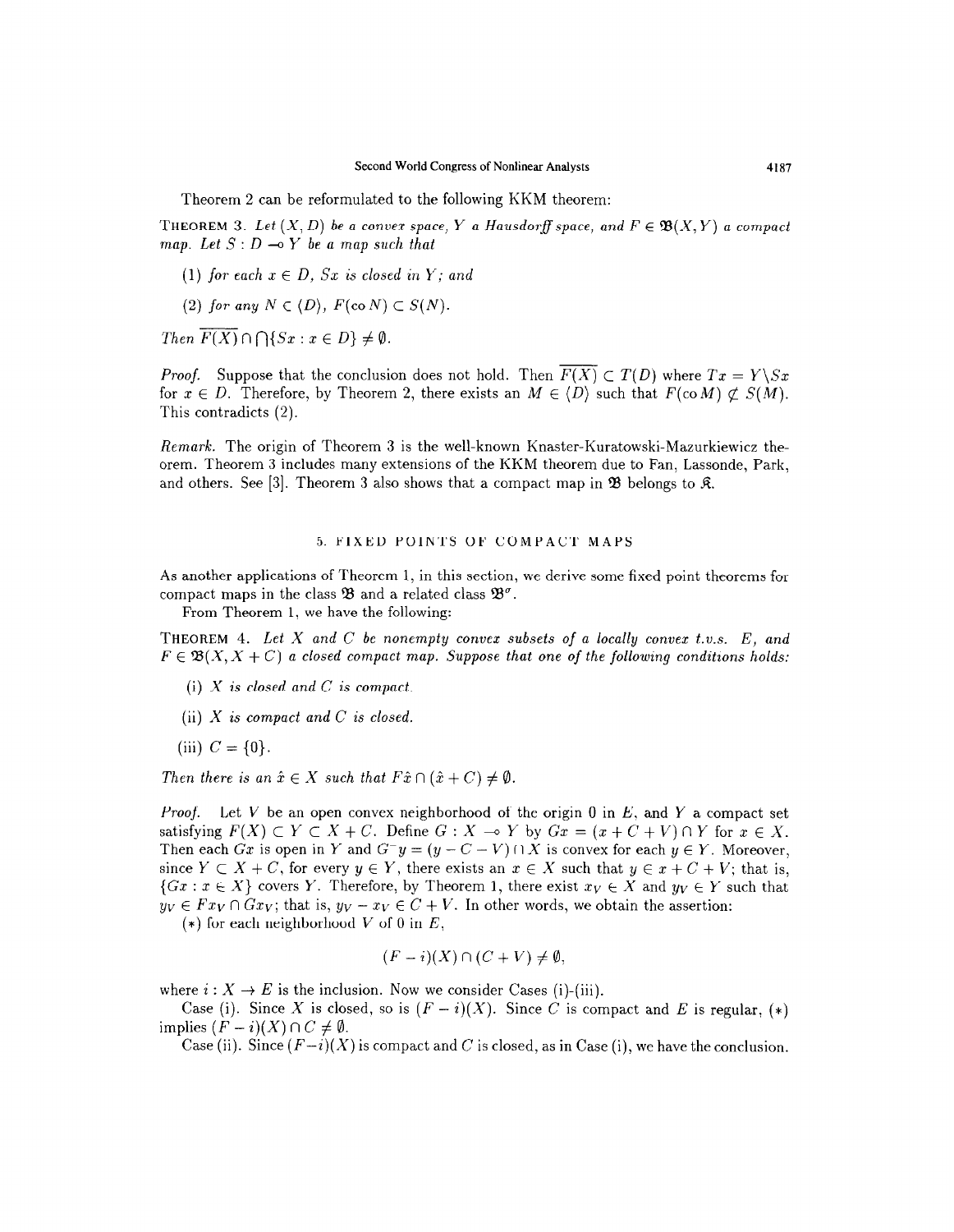Theorem 2 can be reformulated to the following KKM theorem:

**Theorem 3.** *Let $(X, D)$ be a convex space, $Y$ a Hausdorff space, and $F \in \mathfrak{B}(X, Y)$ a compact map. Let $S : D \multimap Y$ be a map such that*

(1) *for each $x \in D$, $Sx$ is closed in $Y$; and*

(2) *for any $N \in \langle D \rangle$, $F(\operatorname{co} N) \subset S(N)$.*

*Then $\overline{F(X)} \cap \bigcap\{Sx : x \in D\} \neq \emptyset$.*

*Proof.* Suppose that the conclusion does not hold. Then $\overline{F(X)} \subset T(D)$ where $Tx = Y \backslash Sx$ for $x \in D$. Therefore, by Theorem 2, there exists an $M \in \langle D \rangle$ such that $F(\operatorname{co} M) \not\subset S(M)$. This contradicts (2).

*Remark.* The origin of Theorem 3 is the well-known Knaster-Kuratowski-Mazurkiewicz theorem. Theorem 3 includes many extensions of the KKM theorem due to Fan, Lassonde, Park, and others. See [3]. Theorem 3 also shows that a compact map in $\mathfrak{B}$ belongs to $\mathfrak{K}$.

## 5. FIXED POINTS OF COMPACT MAPS

As another applications of Theorem 1, in this section, we derive some fixed point theorems for compact maps in the class $\mathfrak{B}$ and a related class $\mathfrak{B}^{\sigma}$.

From Theorem 1, we have the following:

**Theorem 4.** *Let $X$ and $C$ be nonempty convex subsets of a locally convex t.v.s. $E$, and $F \in \mathfrak{B}(X, X + C)$ a closed compact map. Suppose that one of the following conditions holds:*

(i) *$X$ is closed and $C$ is compact.*

(ii) *$X$ is compact and $C$ is closed.*

(iii) *$C = \{0\}$.*

*Then there is an $\hat{x} \in X$ such that $F\hat{x} \cap (\hat{x} + C) \neq \emptyset$.*

*Proof.* Let $V$ be an open convex neighborhood of the origin $0$ in $E$, and $Y$ a compact set satisfying $F(X) \subset Y \subset X + C$. Define $G : X \multimap Y$ by $Gx = (x + C + V) \cap Y$ for $x \in X$. Then each $Gx$ is open in $Y$ and $G^{-}y = (y - C - V) \cap X$ is convex for each $y \in Y$. Moreover, since $Y \subset X + C$, for every $y \in Y$, there exists an $x \in X$ such that $y \in x + C + V$; that is, $\{Gx : x \in X\}$ covers $Y$. Therefore, by Theorem 1, there exist $x_V \in X$ and $y_V \in Y$ such that $y_V \in Fx_V \cap Gx_V$; that is, $y_V - x_V \in C + V$. In other words, we obtain the assertion:

$(*)$ for each neighborhood $V$ of $0$ in $E$,

$$(F - i)(X) \cap (C + V) \neq \emptyset,$$

where $i : X \to E$ is the inclusion. Now we consider Cases (i)-(iii).

Case (i). Since $X$ is closed, so is $(F - i)(X)$. Since $C$ is compact and $E$ is regular, $(*)$ implies $(F - i)(X) \cap C \neq \emptyset$.

Case (ii). Since $(F - i)(X)$ is compact and $C$ is closed, as in Case (i), we have the conclusion.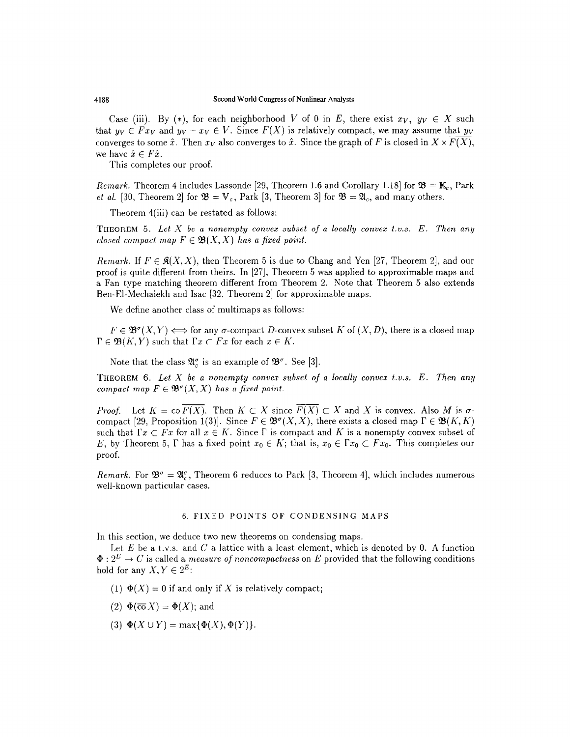Case (iii). By (*), for each neighborhood $V$ of 0 in $E$, there exist $x_V$, $y_V \in X$ such that $y_V \in Fx_V$ and $y_V - x_V \in V$. Since $F(X)$ is relatively compact, we may assume that $y_V$ converges to some $\hat{x}$. Then $x_V$ also converges to $\hat{x}$. Since the graph of $F$ is closed in $X \times \overline{F(X)}$, we have $\hat{x} \in F\hat{x}$.

This completes our proof.

*Remark.* Theorem 4 includes Lassonde [29, Theorem 1.6 and Corollary 1.18] for $\mathfrak{B} = \mathbb{K}_c$, Park *et al.* [30, Theorem 2] for $\mathfrak{B} = \mathbb{V}_c$, Park [3, Theorem 3] for $\mathfrak{B} = \mathfrak{A}_c$, and many others.

Theorem 4(iii) can be restated as follows:

THEOREM 5. *Let $X$ be a nonempty convex subset of a locally convex t.v.s. $E$. Then any closed compact map $F \in \mathfrak{B}(X, X)$ has a fixed point.*

*Remark.* If $F \in \mathfrak{K}(X, X)$, then Theorem 5 is due to Chang and Yen [27, Theorem 2], and our proof is quite different from theirs. In [27], Theorem 5 was applied to approximable maps and a Fan type matching theorem different from Theorem 2. Note that Theorem 5 also extends Ben-El-Mechaiekh and Isac [32, Theorem 2] for approximable maps.

We define another class of multimaps as follows:

$F \in \mathfrak{B}^\sigma(X, Y) \Longleftrightarrow$ for any $\sigma$-compact $D$-convex subset $K$ of $(X, D)$, there is a closed map $\Gamma \in \mathfrak{B}(K, Y)$ such that $\Gamma x \subset Fx$ for each $x \in K$.

Note that the class $\mathfrak{A}_c^\sigma$ is an example of $\mathfrak{B}^\sigma$. See [3].

THEOREM 6. *Let $X$ be a nonempty convex subset of a locally convex t.v.s. $E$. Then any compact map $F \in \mathfrak{B}^\sigma(X, X)$ has a fixed point.*

*Proof.* Let $K = \operatorname{co} \overline{F(X)}$. Then $K \subset X$ since $\overline{F(X)} \subset X$ and $X$ is convex. Also $M$ is $\sigma$-compact [29, Proposition 1(3)]. Since $F \in \mathfrak{B}^\sigma(X, X)$, there exists a closed map $\Gamma \in \mathfrak{B}(K, K)$ such that $\Gamma x \subset Fx$ for all $x \in K$. Since $\Gamma$ is compact and $K$ is a nonempty convex subset of $E$, by Theorem 5, $\Gamma$ has a fixed point $x_0 \in K$; that is, $x_0 \in \Gamma x_0 \subset Fx_0$. This completes our proof.

*Remark.* For $\mathfrak{B}^\sigma = \mathfrak{A}_c^\sigma$, Theorem 6 reduces to Park [3, Theorem 4], which includes numerous well-known particular cases.

## 6. FIXED POINTS OF CONDENSING MAPS

In this section, we deduce two new theorems on condensing maps.

Let $E$ be a t.v.s. and $C$ a lattice with a least element, which is denoted by 0. A function $\Phi : 2^E \to C$ is called a *measure of noncompactness* on $E$ provided that the following conditions hold for any $X, Y \in 2^E$:

(1) $\Phi(X) = 0$ if and only if $X$ is relatively compact;

(2) $\Phi(\overline{\operatorname{co}}\, X) = \Phi(X)$; and

(3) $\Phi(X \cup Y) = \max\{\Phi(X), \Phi(Y)\}$.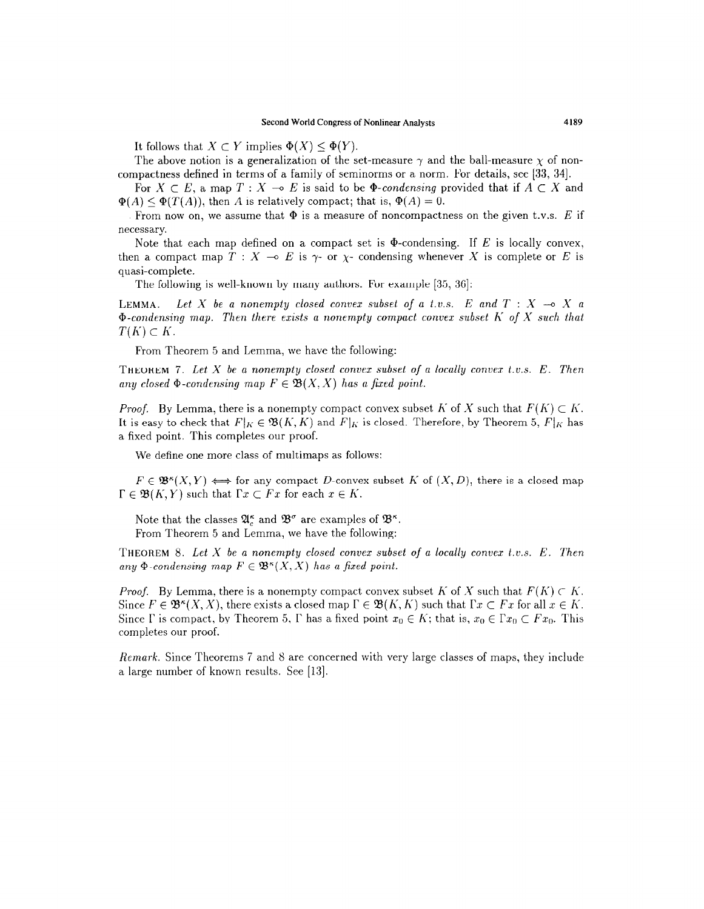It follows that $X \subset Y$ implies $\Phi(X) \leq \Phi(Y)$.

The above notion is a generalization of the set-measure $\gamma$ and the ball-measure $\chi$ of noncompactness defined in terms of a family of seminorms or a norm. For details, see [33, 34].

For $X \subset E$, a map $T : X \multimap E$ is said to be *$\Phi$-condensing* provided that if $A \subset X$ and $\Phi(A) \leq \Phi(T(A))$, then $A$ is relatively compact; that is, $\Phi(A) = 0$.

From now on, we assume that $\Phi$ is a measure of noncompactness on the given t.v.s. $E$ if necessary.

Note that each map defined on a compact set is $\Phi$-condensing. If $E$ is locally convex, then a compact map $T : X \multimap E$ is $\gamma$- or $\chi$- condensing whenever $X$ is complete or $E$ is quasi-complete.

The following is well-known by many authors. For example [35, 36]:

LEMMA. *Let $X$ be a nonempty closed convex subset of a t.v.s. $E$ and $T : X \multimap X$ a $\Phi$-condensing map. Then there exists a nonempty compact convex subset $K$ of $X$ such that $T(K) \subset K$.*

From Theorem 5 and Lemma, we have the following:

THEOREM 7. *Let $X$ be a nonempty closed convex subset of a locally convex t.v.s. $E$. Then any closed $\Phi$-condensing map $F \in \mathfrak{B}(X, X)$ has a fixed point.*

*Proof.* By Lemma, there is a nonempty compact convex subset $K$ of $X$ such that $F(K) \subset K$. It is easy to check that $F|_K \in \mathfrak{B}(K, K)$ and $F|_K$ is closed. Therefore, by Theorem 5, $F|_K$ has a fixed point. This completes our proof.

We define one more class of multimaps as follows:

$F \in \mathfrak{B}^\kappa(X, Y) \iff$ for any compact $D$-convex subset $K$ of $(X, D)$, there is a closed map $\Gamma \in \mathfrak{B}(K, Y)$ such that $\Gamma x \subset Fx$ for each $x \in K$.

Note that the classes $\mathfrak{A}_c^\kappa$ and $\mathfrak{B}^\sigma$ are examples of $\mathfrak{B}^\kappa$.

From Theorem 5 and Lemma, we have the following:

THEOREM 8. *Let $X$ be a nonempty closed convex subset of a locally convex t.v.s. $E$. Then any $\Phi$-condensing map $F \in \mathfrak{B}^\kappa(X, X)$ has a fixed point.*

*Proof.* By Lemma, there is a nonempty compact convex subset $K$ of $X$ such that $F(K) \subset K$. Since $F \in \mathfrak{B}^\kappa(X, X)$, there exists a closed map $\Gamma \in \mathfrak{B}(K, K)$ such that $\Gamma x \subset Fx$ for all $x \in K$. Since $\Gamma$ is compact, by Theorem 5, $\Gamma$ has a fixed point $x_0 \in K$; that is, $x_0 \in \Gamma x_0 \subset F x_0$. This completes our proof.

*Remark.* Since Theorems 7 and 8 are concerned with very large classes of maps, they include a large number of known results. See [13].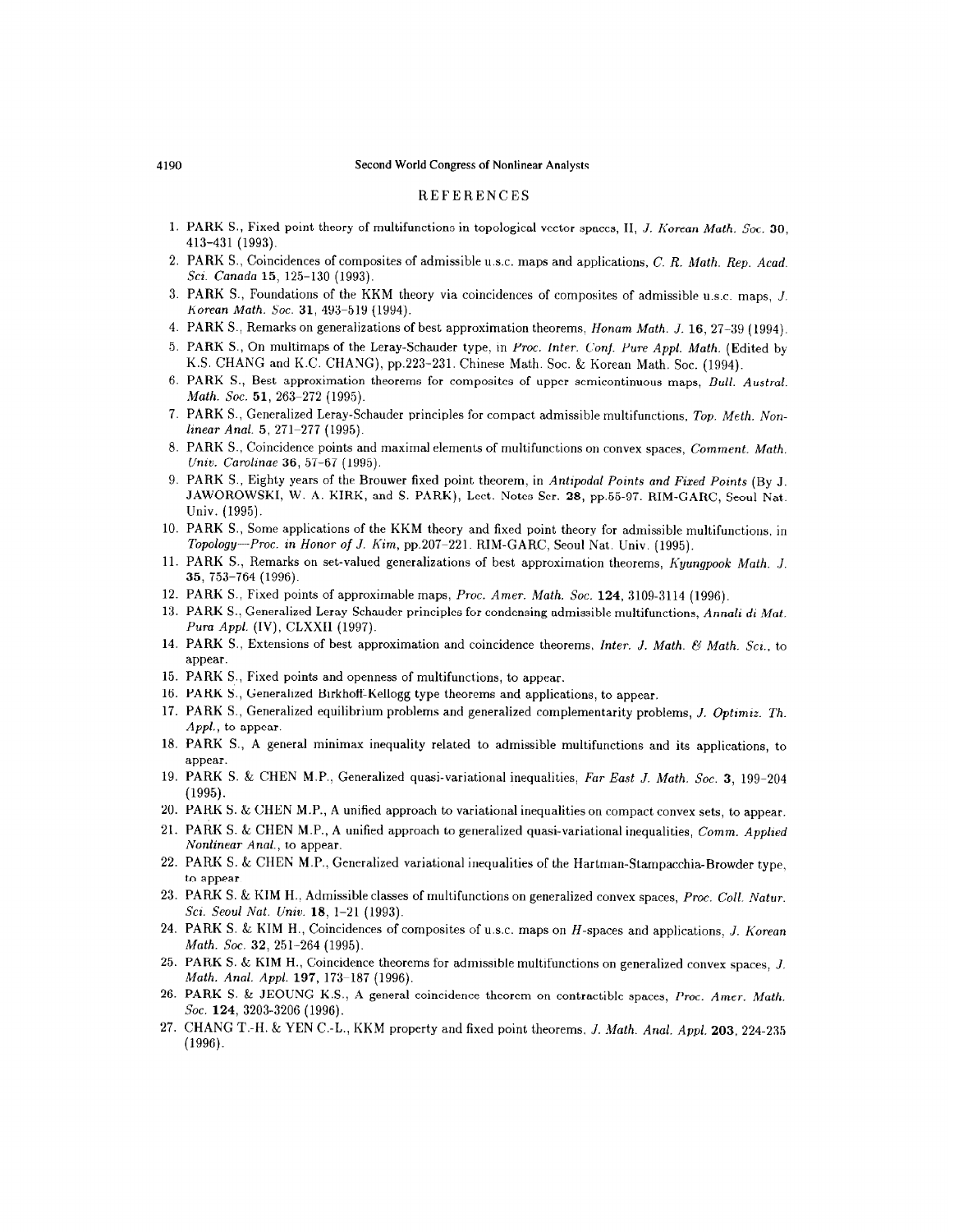## REFERENCES

1. PARK S., Fixed point theory of multifunctions in topological vector spaces, II, *J. Korean Math. Soc.* **30**, 413–431 (1993).
2. PARK S., Coincidences of composites of admissible u.s.c. maps and applications, *C. R. Math. Rep. Acad. Sci. Canada* **15**, 125–130 (1993).
3. PARK S., Foundations of the KKM theory via coincidences of composites of admissible u.s.c. maps, *J. Korean Math. Soc.* **31**, 493–519 (1994).
4. PARK S., Remarks on generalizations of best approximation theorems, *Honam Math. J.* **16**, 27–39 (1994).
5. PARK S., On multimaps of the Leray-Schauder type, in *Proc. Inter. Conf. Pure Appl. Math.* (Edited by K.S. CHANG and K.C. CHANG), pp.223–231. Chinese Math. Soc. & Korean Math. Soc. (1994).
6. PARK S., Best approximation theorems for composites of upper semicontinuous maps, *Bull. Austral. Math. Soc.* **51**, 263–272 (1995).
7. PARK S., Generalized Leray-Schauder principles for compact admissible multifunctions, *Top. Meth. Nonlinear Anal.* **5**, 271–277 (1995).
8. PARK S., Coincidence points and maximal elements of multifunctions on convex spaces, *Comment. Math. Univ. Carolinae* **36**, 57–67 (1995).
9. PARK S., Eighty years of the Brouwer fixed point theorem, in *Antipodal Points and Fixed Points* (By J. JAWOROWSKI, W. A. KIRK, and S. PARK), Lect. Notes Ser. **28**, pp.55-97. RIM-GARC, Seoul Nat. Univ. (1995).
10. PARK S., Some applications of the KKM theory and fixed point theory for admissible multifunctions, in *Topology—Proc. in Honor of J. Kim*, pp.207–221. RIM-GARC, Seoul Nat. Univ. (1995).
11. PARK S., Remarks on set-valued generalizations of best approximation theorems, *Kyungpook Math. J.* **35**, 753–764 (1996).
12. PARK S., Fixed points of approximable maps, *Proc. Amer. Math. Soc.* **124**, 3109-3114 (1996).
13. PARK S., Generalized Leray Schauder principles for condensing admissible multifunctions, *Annali di Mat. Pura Appl.* (IV), CLXXII (1997).
14. PARK S., Extensions of best approximation and coincidence theorems, *Inter. J. Math. & Math. Sci.*, to appear.
15. PARK S., Fixed points and openness of multifunctions, to appear.
16. PARK S., Generalized Birkhoff-Kellogg type theorems and applications, to appear.
17. PARK S., Generalized equilibrium problems and generalized complementarity problems, *J. Optimiz. Th. Appl.*, to appear.
18. PARK S., A general minimax inequality related to admissible multifunctions and its applications, to appear.
19. PARK S. & CHEN M.P., Generalized quasi-variational inequalities, *Far East J. Math. Soc.* **3**, 199–204 (1995).
20. PARK S. & CHEN M.P., A unified approach to variational inequalities on compact convex sets, to appear.
21. PARK S. & CHEN M.P., A unified approach to generalized quasi-variational inequalities, *Comm. Applied Nonlinear Anal.*, to appear.
22. PARK S. & CHEN M.P., Generalized variational inequalities of the Hartman-Stampacchia-Browder type, to appear.
23. PARK S. & KIM H., Admissible classes of multifunctions on generalized convex spaces, *Proc. Coll. Natur. Sci. Seoul Nat. Univ.* **18**, 1–21 (1993).
24. PARK S. & KIM H., Coincidences of composites of u.s.c. maps on $H$-spaces and applications, *J. Korean Math. Soc.* **32**, 251–264 (1995).
25. PARK S. & KIM H., Coincidence theorems for admissible multifunctions on generalized convex spaces, *J. Math. Anal. Appl.* **197**, 173–187 (1996).
26. PARK S. & JEOUNG K.S., A general coincidence theorem on contractible spaces, *Proc. Amer. Math. Soc.* **124**, 3203-3206 (1996).
27. CHANG T.-H. & YEN C.-L., KKM property and fixed point theorems, *J. Math. Anal. Appl.* **203**, 224-235 (1996).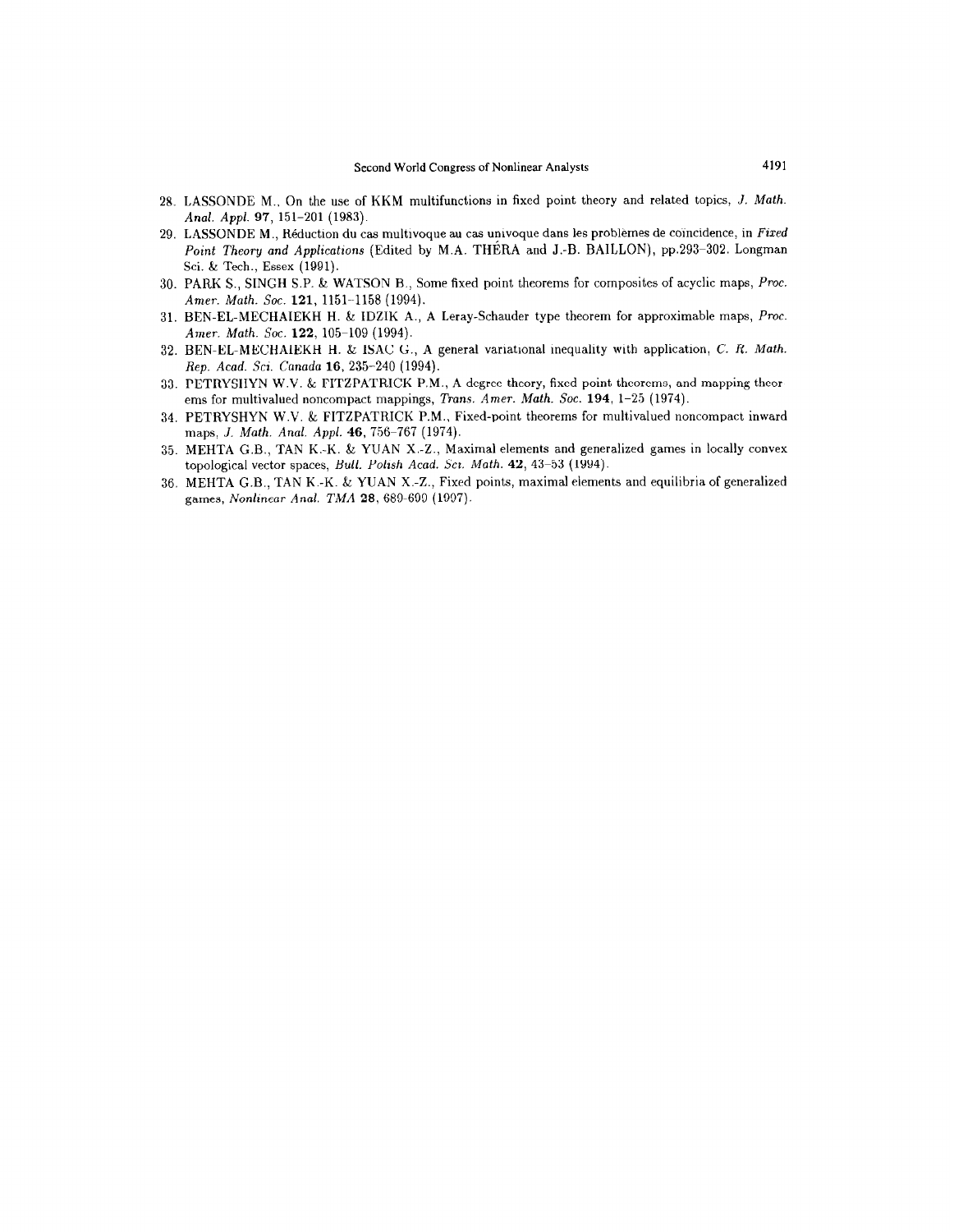28. LASSONDE M., On the use of KKM multifunctions in fixed point theory and related topics, *J. Math. Anal. Appl.* **97**, 151–201 (1983).
29. LASSONDE M., Réduction du cas multivoque au cas univoque dans les problèmes de coïncidence, in *Fixed Point Theory and Applications* (Edited by M.A. THÉRA and J.-B. BAILLON), pp.293–302. Longman Sci. & Tech., Essex (1991).
30. PARK S., SINGH S.P. & WATSON B., Some fixed point theorems for composites of acyclic maps, *Proc. Amer. Math. Soc.* **121**, 1151–1158 (1994).
31. BEN-EL-MECHAIEKH H. & IDZIK A., A Leray-Schauder type theorem for approximable maps, *Proc. Amer. Math. Soc.* **122**, 105–109 (1994).
32. BEN-EL-MECHAIEKH H. & ISAC G., A general variational inequality with application, *C. R. Math. Rep. Acad. Sci. Canada* **16**, 235–240 (1994).
33. PETRYSHYN W.V. & FITZPATRICK P.M., A degree theory, fixed point theorems, and mapping theorems for multivalued noncompact mappings, *Trans. Amer. Math. Soc.* **194**, 1–25 (1974).
34. PETRYSHYN W.V. & FITZPATRICK P.M., Fixed-point theorems for multivalued noncompact inward maps, *J. Math. Anal. Appl.* **46**, 756–767 (1974).
35. MEHTA G.B., TAN K.-K. & YUAN X.-Z., Maximal elements and generalized games in locally convex topological vector spaces, *Bull. Polish Acad. Sci. Math.* **42**, 43–53 (1994).
36. MEHTA G.B., TAN K.-K. & YUAN X.-Z., Fixed points, maximal elements and equilibria of generalized games, *Nonlinear Anal. TMA* **28**, 689–699 (1997).